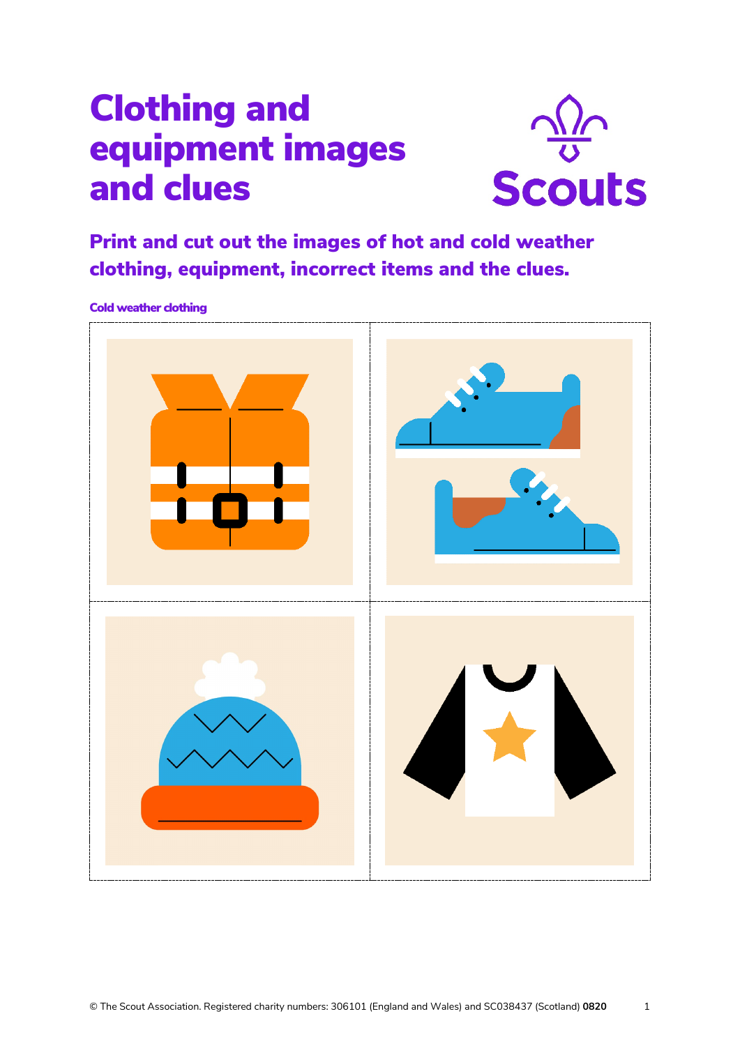# Clothing and equipment images and clues

## Print and cut out the images of hot and cold weather clothing, equipment, incorrect items and the clues.

### Cold weather clothing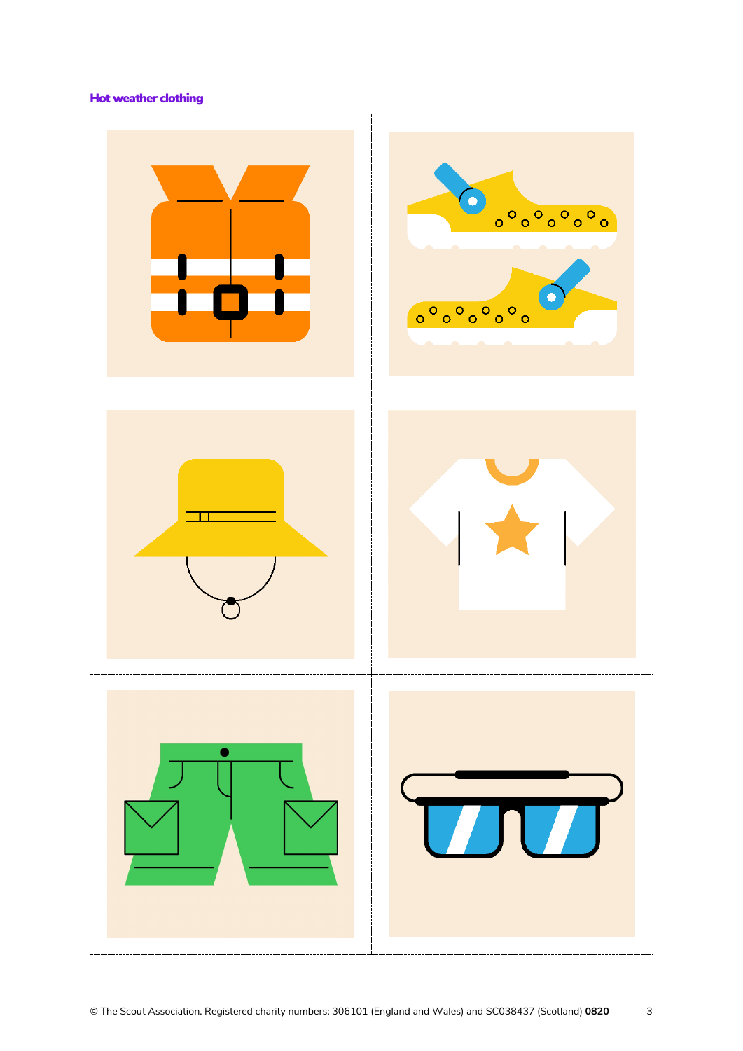### Hot weather clothing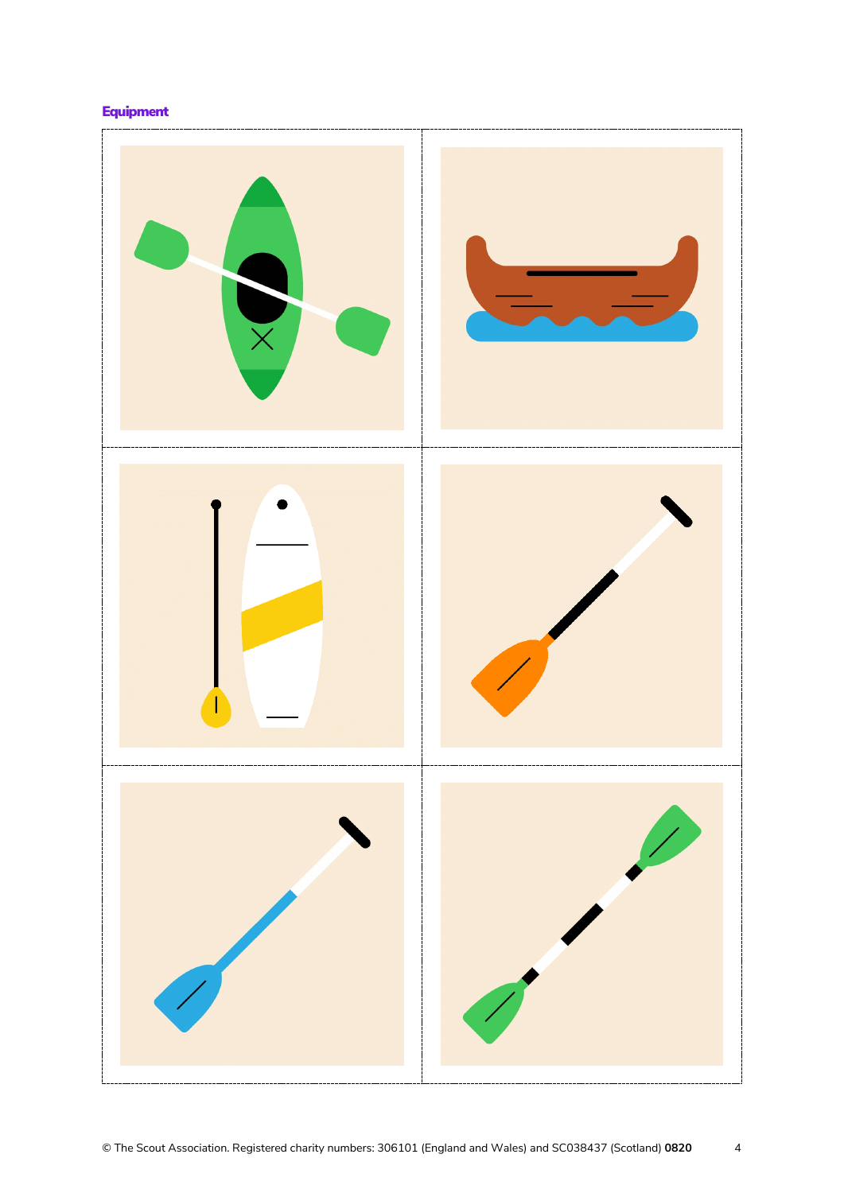## Equipment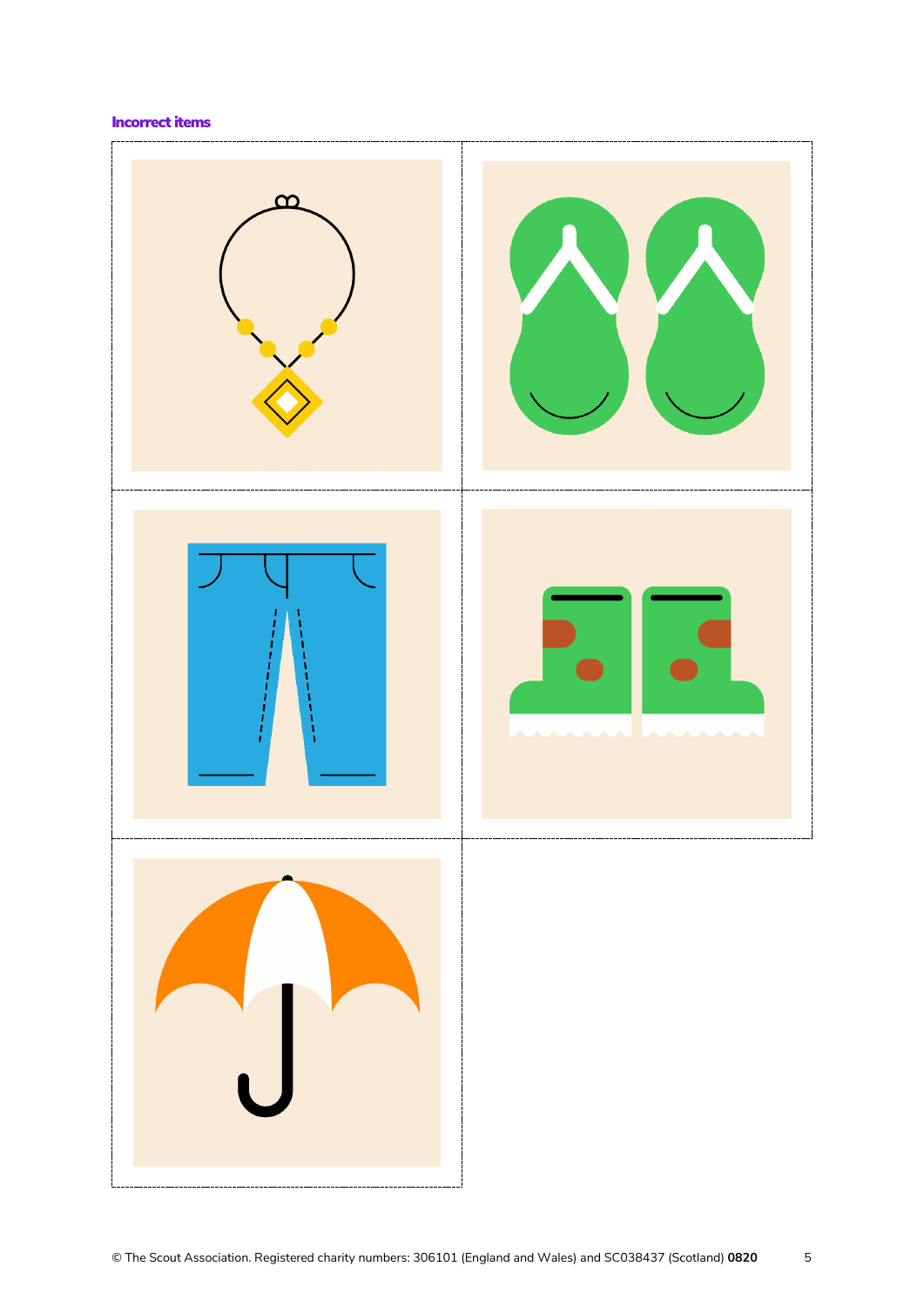**Incorrect items**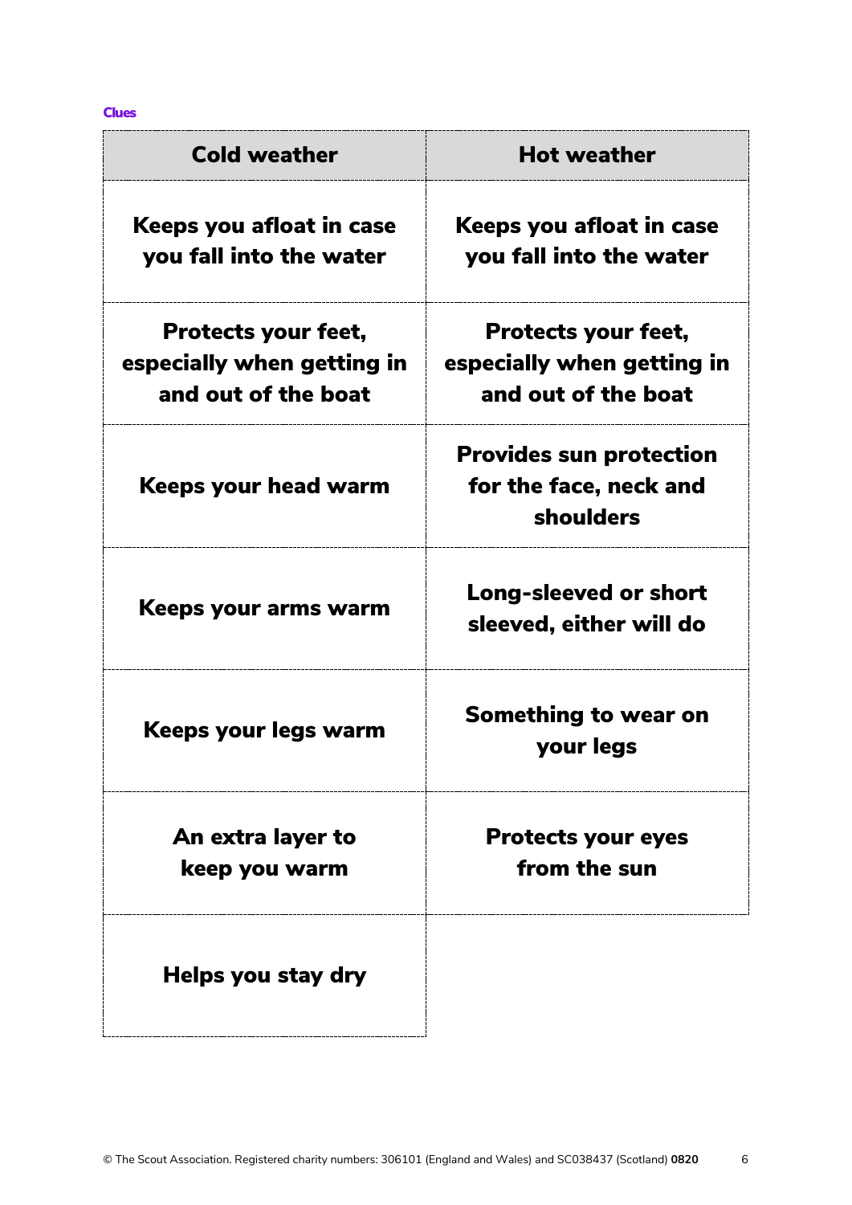**Clues**

| Cold weather | Hot weather |
|---|---|
| Keeps you afloat in case you fall into the water | Keeps you afloat in case you fall into the water |
| Protects your feet, especially when getting in and out of the boat | Protects your feet, especially when getting in and out of the boat |
| Keeps your head warm | Provides sun protection for the face, neck and shoulders |
| Keeps your arms warm | Long-sleeved or short sleeved, either will do |
| Keeps your legs warm | Something to wear on your legs |
| An extra layer to keep you warm | Protects your eyes from the sun |
| Helps you stay dry | |

© The Scout Association. Registered charity numbers: 306101 (England and Wales) and SC038437 (Scotland) **0820**